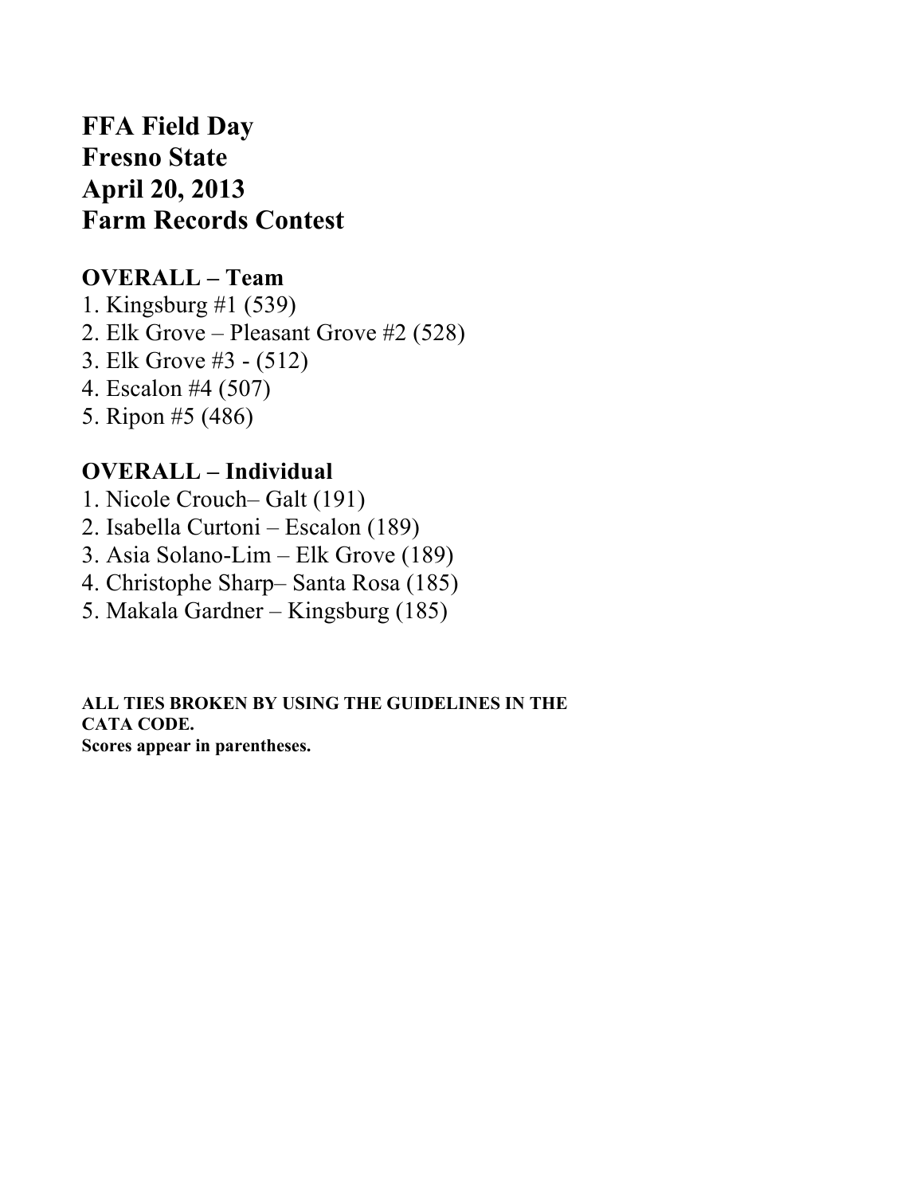# FFA Field Day
# Fresno State
# April 20, 2013
# Farm Records Contest

## OVERALL – Team

1. Kingsburg #1 (539)
2. Elk Grove – Pleasant Grove #2 (528)
3. Elk Grove #3 - (512)
4. Escalon #4 (507)
5. Ripon #5 (486)

## OVERALL – Individual

1. Nicole Crouch– Galt (191)
2. Isabella Curtoni – Escalon (189)
3. Asia Solano-Lim – Elk Grove (189)
4. Christophe Sharp– Santa Rosa (185)
5. Makala Gardner – Kingsburg (185)

**ALL TIES BROKEN BY USING THE GUIDELINES IN THE CATA CODE.**
**Scores appear in parentheses.**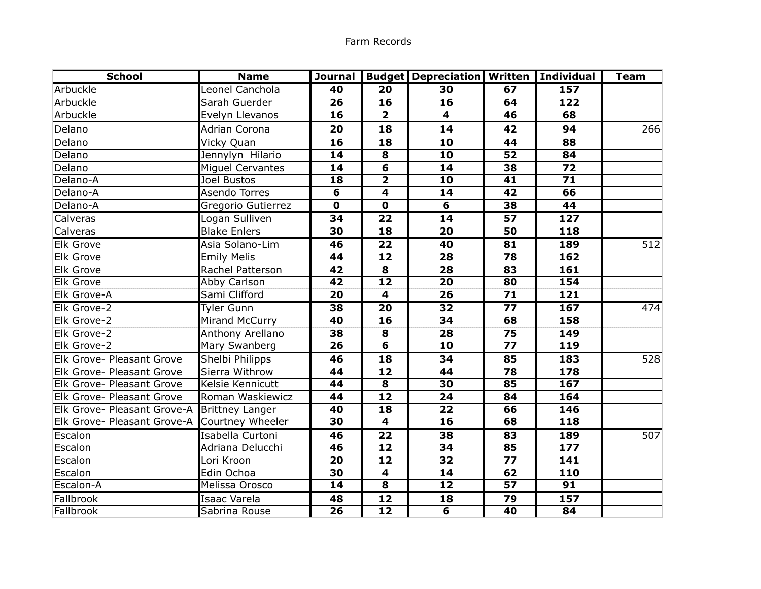Farm Records

| School | Name | Journal | Budget | Depreciation | Written | Individual | Team |
|---|---|---|---|---|---|---|---|
| Arbuckle | Leonel Canchola | **40** | **20** | **30** | **67** | **157** | |
| Arbuckle | Sarah Guerder | **26** | **16** | **16** | **64** | **122** | |
| Arbuckle | Evelyn Llevanos | **16** | **2** | **4** | **46** | **68** | |
| Delano | Adrian Corona | **20** | **18** | **14** | **42** | **94** | 266 |
| Delano | Vicky Quan | **16** | **18** | **10** | **44** | **88** | |
| Delano | Jennylyn Hilario | **14** | **8** | **10** | **52** | **84** | |
| Delano | Miguel Cervantes | **14** | **6** | **14** | **38** | **72** | |
| Delano-A | Joel Bustos | **18** | **2** | **10** | **41** | **71** | |
| Delano-A | Asendo Torres | **6** | **4** | **14** | **42** | **66** | |
| Delano-A | Gregorio Gutierrez | **0** | **0** | **6** | **38** | **44** | |
| Calveras | Logan Sulliven | **34** | **22** | **14** | **57** | **127** | |
| Calveras | Blake Enlers | **30** | **18** | **20** | **50** | **118** | |
| Elk Grove | Asia Solano-Lim | **46** | **22** | **40** | **81** | **189** | 512 |
| Elk Grove | Emily Melis | **44** | **12** | **28** | **78** | **162** | |
| Elk Grove | Rachel Patterson | **42** | **8** | **28** | **83** | **161** | |
| Elk Grove | Abby Carlson | **42** | **12** | **20** | **80** | **154** | |
| Elk Grove-A | Sami Clifford | **20** | **4** | **26** | **71** | **121** | |
| Elk Grove-2 | Tyler Gunn | **38** | **20** | **32** | **77** | **167** | 474 |
| Elk Grove-2 | Mirand McCurry | **40** | **16** | **34** | **68** | **158** | |
| Elk Grove-2 | Anthony Arellano | **38** | **8** | **28** | **75** | **149** | |
| Elk Grove-2 | Mary Swanberg | **26** | **6** | **10** | **77** | **119** | |
| Elk Grove- Pleasant Grove | Shelbi Philipps | **46** | **18** | **34** | **85** | **183** | 528 |
| Elk Grove- Pleasant Grove | Sierra Withrow | **44** | **12** | **44** | **78** | **178** | |
| Elk Grove- Pleasant Grove | Kelsie Kennicutt | **44** | **8** | **30** | **85** | **167** | |
| Elk Grove- Pleasant Grove | Roman Waskiewicz | **44** | **12** | **24** | **84** | **164** | |
| Elk Grove- Pleasant Grove-A | Brittney Langer | **40** | **18** | **22** | **66** | **146** | |
| Elk Grove- Pleasant Grove-A | Courtney Wheeler | **30** | **4** | **16** | **68** | **118** | |
| Escalon | Isabella Curtoni | **46** | **22** | **38** | **83** | **189** | 507 |
| Escalon | Adriana Delucchi | **46** | **12** | **34** | **85** | **177** | |
| Escalon | Lori Kroon | **20** | **12** | **32** | **77** | **141** | |
| Escalon | Edin Ochoa | **30** | **4** | **14** | **62** | **110** | |
| Escalon-A | Melissa Orosco | **14** | **8** | **12** | **57** | **91** | |
| Fallbrook | Isaac Varela | **48** | **12** | **18** | **79** | **157** | |
| Fallbrook | Sabrina Rouse | **26** | **12** | **6** | **40** | **84** | |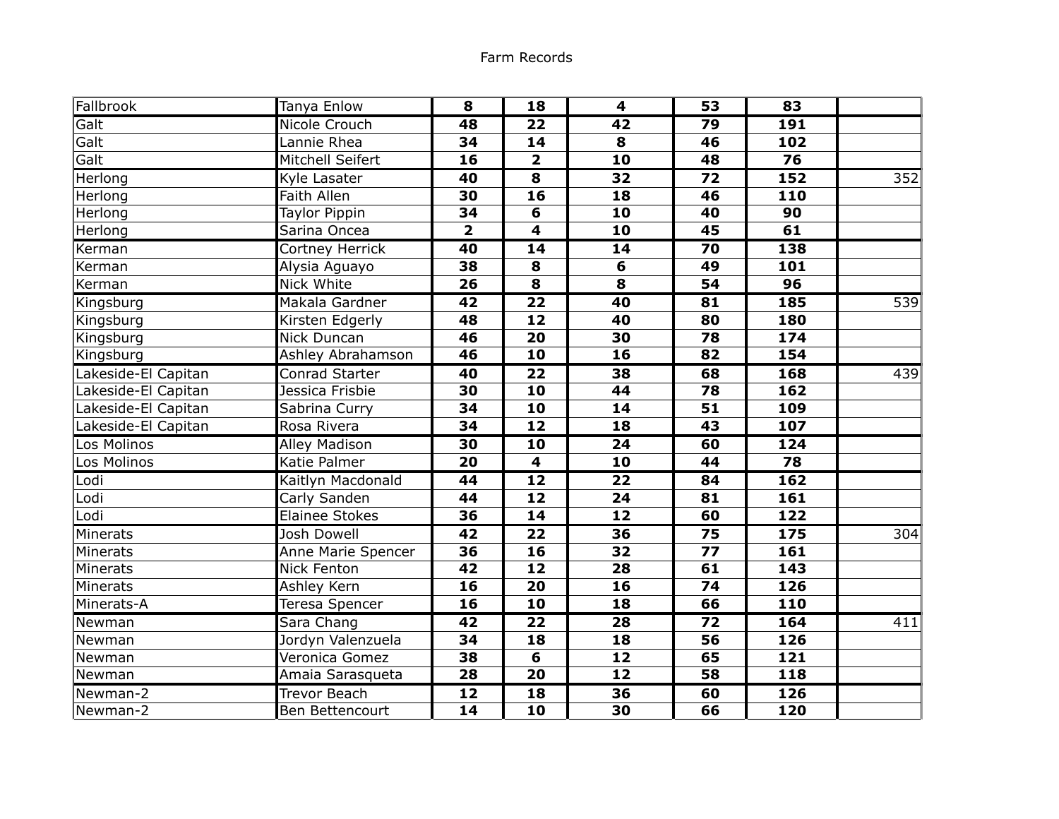Farm Records

| | | | | | | | |
|---|---|---|---|---|---|---|---|
| Fallbrook | Tanya Enlow | **8** | **18** | **4** | **53** | **83** | |
| Galt | Nicole Crouch | **48** | **22** | **42** | **79** | **191** | |
| Galt | Lannie Rhea | **34** | **14** | **8** | **46** | **102** | |
| Galt | Mitchell Seifert | **16** | **2** | **10** | **48** | **76** | |
| Herlong | Kyle Lasater | **40** | **8** | **32** | **72** | **152** | 352 |
| Herlong | Faith Allen | **30** | **16** | **18** | **46** | **110** | |
| Herlong | Taylor Pippin | **34** | **6** | **10** | **40** | **90** | |
| Herlong | Sarina Oncea | **2** | **4** | **10** | **45** | **61** | |
| Kerman | Cortney Herrick | **40** | **14** | **14** | **70** | **138** | |
| Kerman | Alysia Aguayo | **38** | **8** | **6** | **49** | **101** | |
| Kerman | Nick White | **26** | **8** | **8** | **54** | **96** | |
| Kingsburg | Makala Gardner | **42** | **22** | **40** | **81** | **185** | 539 |
| Kingsburg | Kirsten Edgerly | **48** | **12** | **40** | **80** | **180** | |
| Kingsburg | Nick Duncan | **46** | **20** | **30** | **78** | **174** | |
| Kingsburg | Ashley Abrahamson | **46** | **10** | **16** | **82** | **154** | |
| Lakeside-El Capitan | Conrad Starter | **40** | **22** | **38** | **68** | **168** | 439 |
| Lakeside-El Capitan | Jessica Frisbie | **30** | **10** | **44** | **78** | **162** | |
| Lakeside-El Capitan | Sabrina Curry | **34** | **10** | **14** | **51** | **109** | |
| Lakeside-El Capitan | Rosa Rivera | **34** | **12** | **18** | **43** | **107** | |
| Los Molinos | Alley Madison | **30** | **10** | **24** | **60** | **124** | |
| Los Molinos | Katie Palmer | **20** | **4** | **10** | **44** | **78** | |
| Lodi | Kaitlyn Macdonald | **44** | **12** | **22** | **84** | **162** | |
| Lodi | Carly Sanden | **44** | **12** | **24** | **81** | **161** | |
| Lodi | Elainee Stokes | **36** | **14** | **12** | **60** | **122** | |
| Minerats | Josh Dowell | **42** | **22** | **36** | **75** | **175** | 304 |
| Minerats | Anne Marie Spencer | **36** | **16** | **32** | **77** | **161** | |
| Minerats | Nick Fenton | **42** | **12** | **28** | **61** | **143** | |
| Minerats | Ashley Kern | **16** | **20** | **16** | **74** | **126** | |
| Minerats-A | Teresa Spencer | **16** | **10** | **18** | **66** | **110** | |
| Newman | Sara Chang | **42** | **22** | **28** | **72** | **164** | 411 |
| Newman | Jordyn Valenzuela | **34** | **18** | **18** | **56** | **126** | |
| Newman | Veronica Gomez | **38** | **6** | **12** | **65** | **121** | |
| Newman | Amaia Sarasqueta | **28** | **20** | **12** | **58** | **118** | |
| Newman-2 | Trevor Beach | **12** | **18** | **36** | **60** | **126** | |
| Newman-2 | Ben Bettencourt | **14** | **10** | **30** | **66** | **120** | |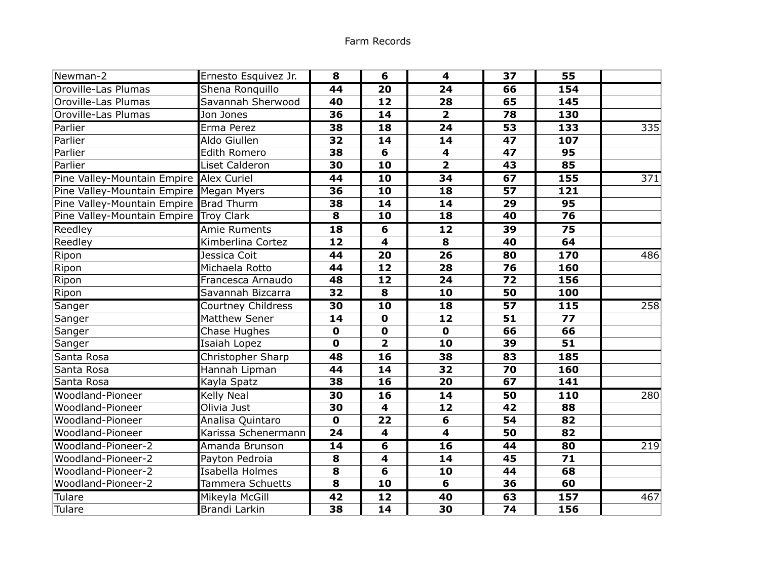Farm Records

| | | | | | | | |
|---|---|---|---|---|---|---|---|
| Newman-2 | Ernesto Esquivez Jr. | **8** | **6** | **4** | **37** | **55** | |
| Oroville-Las Plumas | Shena Ronquillo | **44** | **20** | **24** | **66** | **154** | |
| Oroville-Las Plumas | Savannah Sherwood | **40** | **12** | **28** | **65** | **145** | |
| Oroville-Las Plumas | Jon Jones | **36** | **14** | **2** | **78** | **130** | |
| Parlier | Erma Perez | **38** | **18** | **24** | **53** | **133** | 335 |
| Parlier | Aldo Giullen | **32** | **14** | **14** | **47** | **107** | |
| Parlier | Edith Romero | **38** | **6** | **4** | **47** | **95** | |
| Parlier | Liset Calderon | **30** | **10** | **2** | **43** | **85** | |
| Pine Valley-Mountain Empire | Alex Curiel | **44** | **10** | **34** | **67** | **155** | 371 |
| Pine Valley-Mountain Empire | Megan Myers | **36** | **10** | **18** | **57** | **121** | |
| Pine Valley-Mountain Empire | Brad Thurm | **38** | **14** | **14** | **29** | **95** | |
| Pine Valley-Mountain Empire | Troy Clark | **8** | **10** | **18** | **40** | **76** | |
| Reedley | Amie Ruments | **18** | **6** | **12** | **39** | **75** | |
| Reedley | Kimberlina Cortez | **12** | **4** | **8** | **40** | **64** | |
| Ripon | Jessica Coit | **44** | **20** | **26** | **80** | **170** | 486 |
| Ripon | Michaela Rotto | **44** | **12** | **28** | **76** | **160** | |
| Ripon | Francesca Arnaudo | **48** | **12** | **24** | **72** | **156** | |
| Ripon | Savannah Bizcarra | **32** | **8** | **10** | **50** | **100** | |
| Sanger | Courtney Childress | **30** | **10** | **18** | **57** | **115** | 258 |
| Sanger | Matthew Sener | **14** | **0** | **12** | **51** | **77** | |
| Sanger | Chase Hughes | **0** | **0** | **0** | **66** | **66** | |
| Sanger | Isaiah Lopez | **0** | **2** | **10** | **39** | **51** | |
| Santa Rosa | Christopher Sharp | **48** | **16** | **38** | **83** | **185** | |
| Santa Rosa | Hannah Lipman | **44** | **14** | **32** | **70** | **160** | |
| Santa Rosa | Kayla Spatz | **38** | **16** | **20** | **67** | **141** | |
| Woodland-Pioneer | Kelly Neal | **30** | **16** | **14** | **50** | **110** | 280 |
| Woodland-Pioneer | Olivia Just | **30** | **4** | **12** | **42** | **88** | |
| Woodland-Pioneer | Analisa Quintaro | **0** | **22** | **6** | **54** | **82** | |
| Woodland-Pioneer | Karissa Schenermann | **24** | **4** | **4** | **50** | **82** | |
| Woodland-Pioneer-2 | Amanda Brunson | **14** | **6** | **16** | **44** | **80** | 219 |
| Woodland-Pioneer-2 | Payton Pedroia | **8** | **4** | **14** | **45** | **71** | |
| Woodland-Pioneer-2 | Isabella Holmes | **8** | **6** | **10** | **44** | **68** | |
| Woodland-Pioneer-2 | Tammera Schuetts | **8** | **10** | **6** | **36** | **60** | |
| Tulare | Mikeyla McGill | **42** | **12** | **40** | **63** | **157** | 467 |
| Tulare | Brandi Larkin | **38** | **14** | **30** | **74** | **156** | |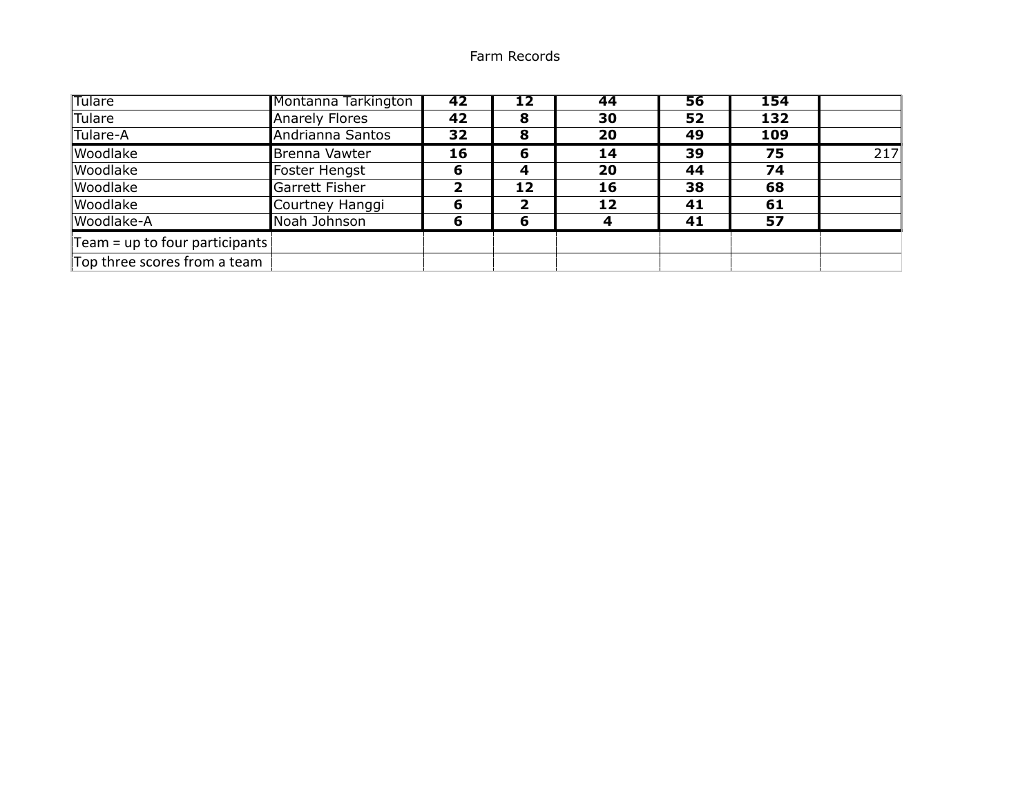Farm Records

| | | | | | | | |
|---|---|---|---|---|---|---|---|
| Tulare | Montanna Tarkington | **42** | **12** | **44** | **56** | **154** | |
| Tulare | Anarely Flores | **42** | **8** | **30** | **52** | **132** | |
| Tulare-A | Andrianna Santos | **32** | **8** | **20** | **49** | **109** | |
| Woodlake | Brenna Vawter | **16** | **6** | **14** | **39** | **75** | 217 |
| Woodlake | Foster Hengst | **6** | **4** | **20** | **44** | **74** | |
| Woodlake | Garrett Fisher | **2** | **12** | **16** | **38** | **68** | |
| Woodlake | Courtney Hanggi | **6** | **2** | **12** | **41** | **61** | |
| Woodlake-A | Noah Johnson | **6** | **6** | **4** | **41** | **57** | |
| Team = up to four participants | | | | | | | |
| Top three scores from a team | | | | | | | |